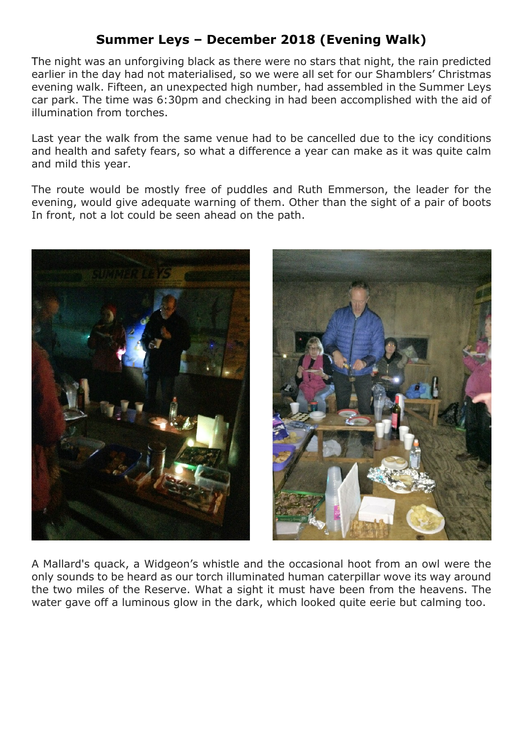# Summer Leys – December 2018 (Evening Walk)

The night was an unforgiving black as there were no stars that night, the rain predicted earlier in the day had not materialised, so we were all set for our Shamblers' Christmas evening walk. Fifteen, an unexpected high number, had assembled in the Summer Leys car park. The time was 6:30pm and checking in had been accomplished with the aid of illumination from torches.

Last year the walk from the same venue had to be cancelled due to the icy conditions and health and safety fears, so what a difference a year can make as it was quite calm and mild this year.

The route would be mostly free of puddles and Ruth Emmerson, the leader for the evening, would give adequate warning of them. Other than the sight of a pair of boots In front, not a lot could be seen ahead on the path.

A Mallard's quack, a Widgeon's whistle and the occasional hoot from an owl were the only sounds to be heard as our torch illuminated human caterpillar wove its way around the two miles of the Reserve. What a sight it must have been from the heavens. The water gave off a luminous glow in the dark, which looked quite eerie but calming too.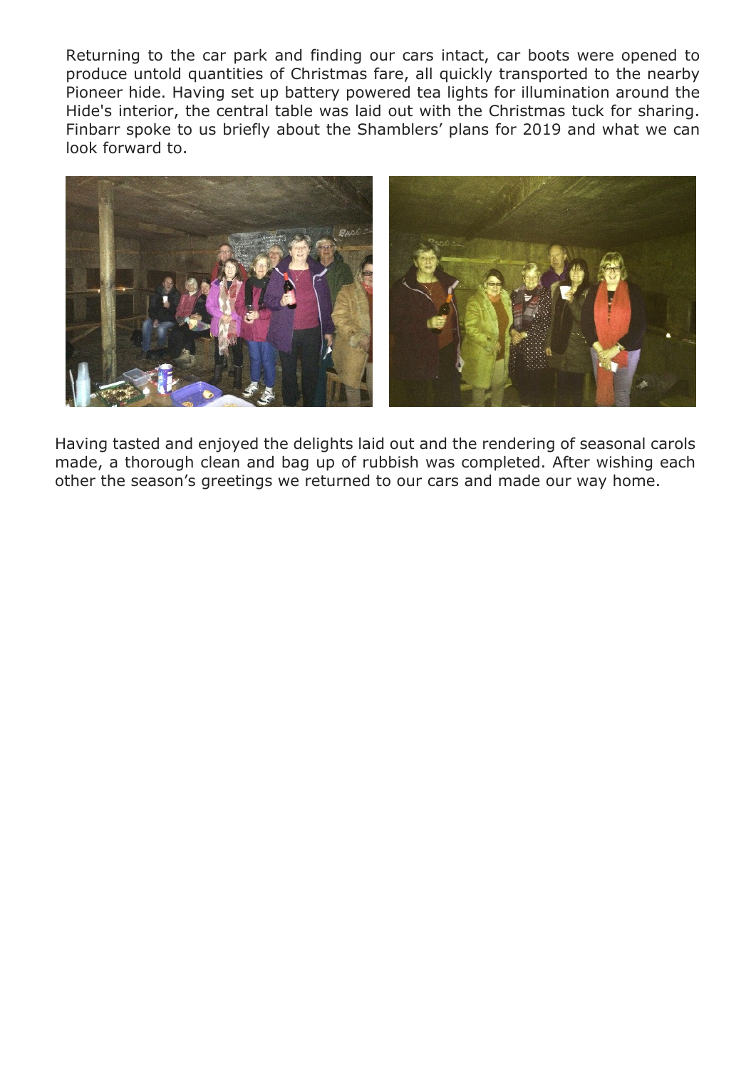Returning to the car park and finding our cars intact, car boots were opened to produce untold quantities of Christmas fare, all quickly transported to the nearby Pioneer hide. Having set up battery powered tea lights for illumination around the Hide's interior, the central table was laid out with the Christmas tuck for sharing. Finbarr spoke to us briefly about the Shamblers' plans for 2019 and what we can look forward to.

Having tasted and enjoyed the delights laid out and the rendering of seasonal carols made, a thorough clean and bag up of rubbish was completed. After wishing each other the season's greetings we returned to our cars and made our way home.